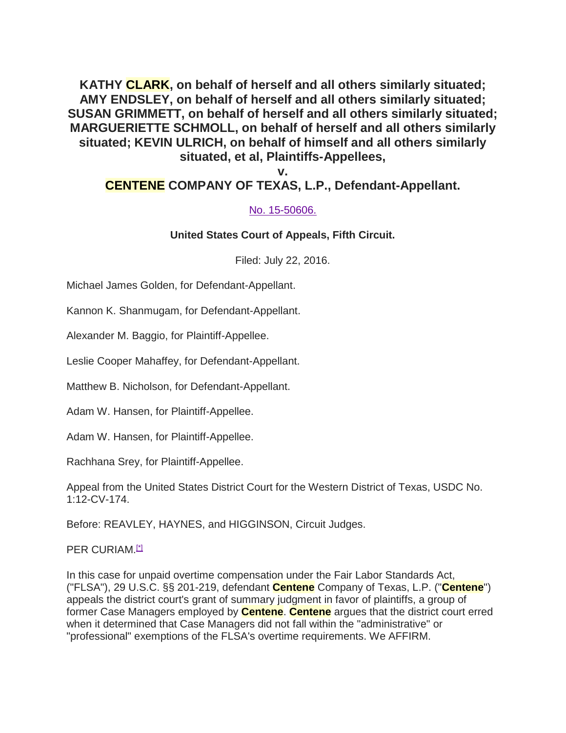# KATHY CLARK, on behalf of herself and all others similarly situated; AMY ENDSLEY, on behalf of herself and all others similarly situated; SUSAN GRIMMETT, on behalf of herself and all others similarly situated; MARGUERIETTE SCHMOLL, on behalf of herself and all others similarly situated; KEVIN ULRICH, on behalf of himself and all others similarly situated, et al, Plaintiffs-Appellees,

# v.

# CENTENE COMPANY OF TEXAS, L.P., Defendant-Appellant.

No. 15-50606.

**United States Court of Appeals, Fifth Circuit.**

Filed: July 22, 2016.

Michael James Golden, for Defendant-Appellant.

Kannon K. Shanmugam, for Defendant-Appellant.

Alexander M. Baggio, for Plaintiff-Appellee.

Leslie Cooper Mahaffey, for Defendant-Appellant.

Matthew B. Nicholson, for Defendant-Appellant.

Adam W. Hansen, for Plaintiff-Appellee.

Adam W. Hansen, for Plaintiff-Appellee.

Rachhana Srey, for Plaintiff-Appellee.

Appeal from the United States District Court for the Western District of Texas, USDC No. 1:12-CV-174.

Before: REAVLEY, HAYNES, and HIGGINSON, Circuit Judges.

PER CURIAM.[*]

In this case for unpaid overtime compensation under the Fair Labor Standards Act, ("FLSA"), 29 U.S.C. §§ 201-219, defendant **Centene** Company of Texas, L.P. ("**Centene**") appeals the district court's grant of summary judgment in favor of plaintiffs, a group of former Case Managers employed by **Centene**. **Centene** argues that the district court erred when it determined that Case Managers did not fall within the "administrative" or "professional" exemptions of the FLSA's overtime requirements. We AFFIRM.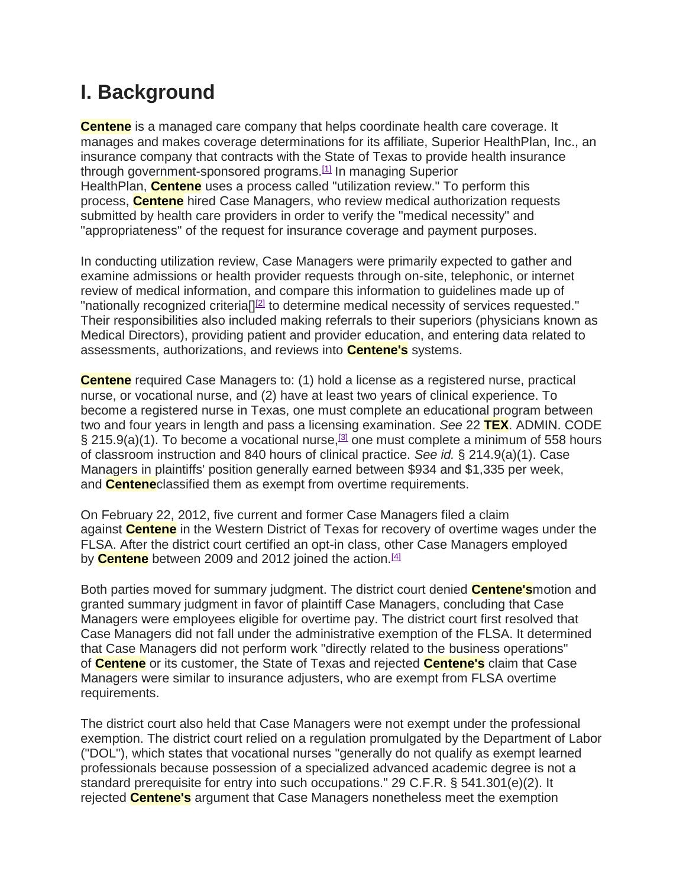# I. Background

Centene is a managed care company that helps coordinate health care coverage. It manages and makes coverage determinations for its affiliate, Superior HealthPlan, Inc., an insurance company that contracts with the State of Texas to provide health insurance through government-sponsored programs.[1] In managing Superior HealthPlan, Centene uses a process called "utilization review." To perform this process, Centene hired Case Managers, who review medical authorization requests submitted by health care providers in order to verify the "medical necessity" and "appropriateness" of the request for insurance coverage and payment purposes.

In conducting utilization review, Case Managers were primarily expected to gather and examine admissions or health provider requests through on-site, telephonic, or internet review of medical information, and compare this information to guidelines made up of "nationally recognized criteria[][2] to determine medical necessity of services requested." Their responsibilities also included making referrals to their superiors (physicians known as Medical Directors), providing patient and provider education, and entering data related to assessments, authorizations, and reviews into Centene's systems.

Centene required Case Managers to: (1) hold a license as a registered nurse, practical nurse, or vocational nurse, and (2) have at least two years of clinical experience. To become a registered nurse in Texas, one must complete an educational program between two and four years in length and pass a licensing examination. *See* 22 TEX. ADMIN. CODE § 215.9(a)(1). To become a vocational nurse,[3] one must complete a minimum of 558 hours of classroom instruction and 840 hours of clinical practice. *See id.* § 214.9(a)(1). Case Managers in plaintiffs' position generally earned between $934 and $1,335 per week, and Centeneclassified them as exempt from overtime requirements.

On February 22, 2012, five current and former Case Managers filed a claim against Centene in the Western District of Texas for recovery of overtime wages under the FLSA. After the district court certified an opt-in class, other Case Managers employed by Centene between 2009 and 2012 joined the action.[4]

Both parties moved for summary judgment. The district court denied Centene'smotion and granted summary judgment in favor of plaintiff Case Managers, concluding that Case Managers were employees eligible for overtime pay. The district court first resolved that Case Managers did not fall under the administrative exemption of the FLSA. It determined that Case Managers did not perform work "directly related to the business operations" of Centene or its customer, the State of Texas and rejected Centene's claim that Case Managers were similar to insurance adjusters, who are exempt from FLSA overtime requirements.

The district court also held that Case Managers were not exempt under the professional exemption. The district court relied on a regulation promulgated by the Department of Labor ("DOL"), which states that vocational nurses "generally do not qualify as exempt learned professionals because possession of a specialized advanced academic degree is not a standard prerequisite for entry into such occupations." 29 C.F.R. § 541.301(e)(2). It rejected Centene's argument that Case Managers nonetheless meet the exemption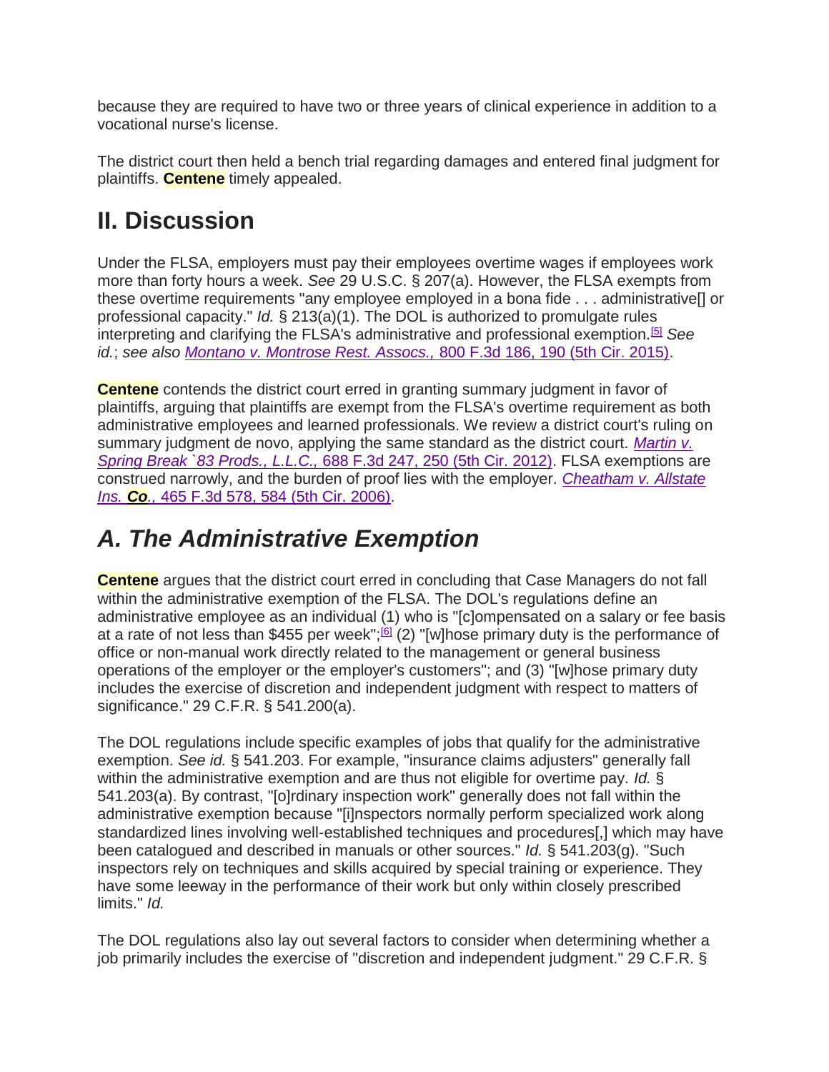because they are required to have two or three years of clinical experience in addition to a vocational nurse's license.

The district court then held a bench trial regarding damages and entered final judgment for plaintiffs. **Centene** timely appealed.

## II. Discussion

Under the FLSA, employers must pay their employees overtime wages if employees work more than forty hours a week. *See* 29 U.S.C. § 207(a). However, the FLSA exempts from these overtime requirements "any employee employed in a bona fide . . . administrative[] or professional capacity." *Id.* § 213(a)(1). The DOL is authorized to promulgate rules interpreting and clarifying the FLSA's administrative and professional exemption.[5] *See id.*; *see also* *Montano v. Montrose Rest. Assocs.,* 800 F.3d 186, 190 (5th Cir. 2015).

**Centene** contends the district court erred in granting summary judgment in favor of plaintiffs, arguing that plaintiffs are exempt from the FLSA's overtime requirement as both administrative employees and learned professionals. We review a district court's ruling on summary judgment de novo, applying the same standard as the district court. *Martin v. Spring Break `83 Prods., L.L.C.,* 688 F.3d 247, 250 (5th Cir. 2012). FLSA exemptions are construed narrowly, and the burden of proof lies with the employer. *Cheatham v. Allstate Ins. **Co**.,* 465 F.3d 578, 584 (5th Cir. 2006).

## *A. The Administrative Exemption*

**Centene** argues that the district court erred in concluding that Case Managers do not fall within the administrative exemption of the FLSA. The DOL's regulations define an administrative employee as an individual (1) who is "[c]ompensated on a salary or fee basis at a rate of not less than $455 per week";[6] (2) "[w]hose primary duty is the performance of office or non-manual work directly related to the management or general business operations of the employer or the employer's customers"; and (3) "[w]hose primary duty includes the exercise of discretion and independent judgment with respect to matters of significance." 29 C.F.R. § 541.200(a).

The DOL regulations include specific examples of jobs that qualify for the administrative exemption. *See id.* § 541.203. For example, "insurance claims adjusters" generally fall within the administrative exemption and are thus not eligible for overtime pay. *Id.* § 541.203(a). By contrast, "[o]rdinary inspection work" generally does not fall within the administrative exemption because "[i]nspectors normally perform specialized work along standardized lines involving well-established techniques and procedures[,] which may have been catalogued and described in manuals or other sources." *Id.* § 541.203(g). "Such inspectors rely on techniques and skills acquired by special training or experience. They have some leeway in the performance of their work but only within closely prescribed limits." *Id.*

The DOL regulations also lay out several factors to consider when determining whether a job primarily includes the exercise of "discretion and independent judgment." 29 C.F.R. §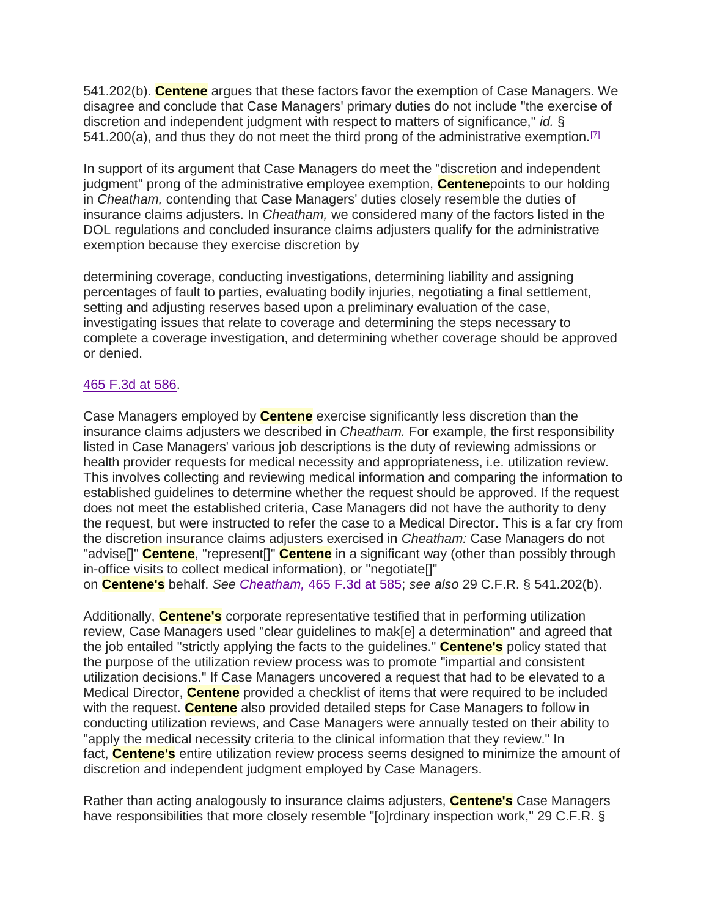541.202(b). Centene argues that these factors favor the exemption of Case Managers. We disagree and conclude that Case Managers' primary duties do not include "the exercise of discretion and independent judgment with respect to matters of significance," *id.* § 541.200(a), and thus they do not meet the third prong of the administrative exemption.[7]

In support of its argument that Case Managers do meet the "discretion and independent judgment" prong of the administrative employee exemption, Centene points to our holding in *Cheatham,* contending that Case Managers' duties closely resemble the duties of insurance claims adjusters. In *Cheatham,* we considered many of the factors listed in the DOL regulations and concluded insurance claims adjusters qualify for the administrative exemption because they exercise discretion by

determining coverage, conducting investigations, determining liability and assigning percentages of fault to parties, evaluating bodily injuries, negotiating a final settlement, setting and adjusting reserves based upon a preliminary evaluation of the case, investigating issues that relate to coverage and determining the steps necessary to complete a coverage investigation, and determining whether coverage should be approved or denied.

465 F.3d at 586.

Case Managers employed by Centene exercise significantly less discretion than the insurance claims adjusters we described in *Cheatham.* For example, the first responsibility listed in Case Managers' various job descriptions is the duty of reviewing admissions or health provider requests for medical necessity and appropriateness, i.e. utilization review. This involves collecting and reviewing medical information and comparing the information to established guidelines to determine whether the request should be approved. If the request does not meet the established criteria, Case Managers did not have the authority to deny the request, but were instructed to refer the case to a Medical Director. This is a far cry from the discretion insurance claims adjusters exercised in *Cheatham:* Case Managers do not "advise[]" Centene, "represent[]" Centene in a significant way (other than possibly through in-office visits to collect medical information), or "negotiate[]" on Centene's behalf. *See Cheatham,* 465 F.3d at 585; *see also* 29 C.F.R. § 541.202(b).

Additionally, Centene's corporate representative testified that in performing utilization review, Case Managers used "clear guidelines to mak[e] a determination" and agreed that the job entailed "strictly applying the facts to the guidelines." Centene's policy stated that the purpose of the utilization review process was to promote "impartial and consistent utilization decisions." If Case Managers uncovered a request that had to be elevated to a Medical Director, Centene provided a checklist of items that were required to be included with the request. Centene also provided detailed steps for Case Managers to follow in conducting utilization reviews, and Case Managers were annually tested on their ability to "apply the medical necessity criteria to the clinical information that they review." In fact, Centene's entire utilization review process seems designed to minimize the amount of discretion and independent judgment employed by Case Managers.

Rather than acting analogously to insurance claims adjusters, Centene's Case Managers have responsibilities that more closely resemble "[o]rdinary inspection work," 29 C.F.R. §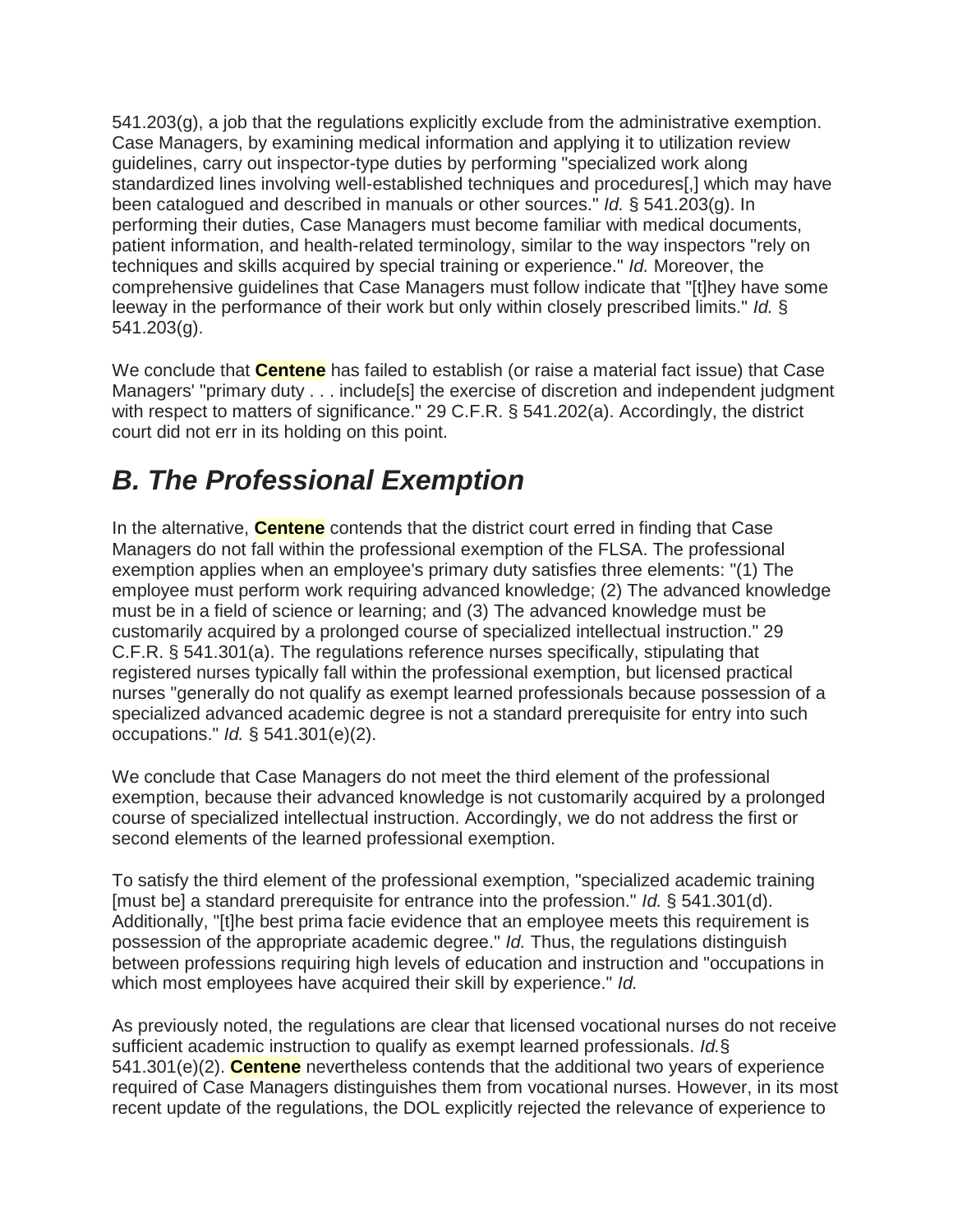541.203(g), a job that the regulations explicitly exclude from the administrative exemption. Case Managers, by examining medical information and applying it to utilization review guidelines, carry out inspector-type duties by performing "specialized work along standardized lines involving well-established techniques and procedures[,] which may have been catalogued and described in manuals or other sources." *Id.* § 541.203(g). In performing their duties, Case Managers must become familiar with medical documents, patient information, and health-related terminology, similar to the way inspectors "rely on techniques and skills acquired by special training or experience." *Id.* Moreover, the comprehensive guidelines that Case Managers must follow indicate that "[t]hey have some leeway in the performance of their work but only within closely prescribed limits." *Id.* § 541.203(g).

We conclude that **Centene** has failed to establish (or raise a material fact issue) that Case Managers' "primary duty . . . include[s] the exercise of discretion and independent judgment with respect to matters of significance." 29 C.F.R. § 541.202(a). Accordingly, the district court did not err in its holding on this point.

## *B. The Professional Exemption*

In the alternative, **Centene** contends that the district court erred in finding that Case Managers do not fall within the professional exemption of the FLSA. The professional exemption applies when an employee's primary duty satisfies three elements: "(1) The employee must perform work requiring advanced knowledge; (2) The advanced knowledge must be in a field of science or learning; and (3) The advanced knowledge must be customarily acquired by a prolonged course of specialized intellectual instruction." 29 C.F.R. § 541.301(a). The regulations reference nurses specifically, stipulating that registered nurses typically fall within the professional exemption, but licensed practical nurses "generally do not qualify as exempt learned professionals because possession of a specialized advanced academic degree is not a standard prerequisite for entry into such occupations." *Id.* § 541.301(e)(2).

We conclude that Case Managers do not meet the third element of the professional exemption, because their advanced knowledge is not customarily acquired by a prolonged course of specialized intellectual instruction. Accordingly, we do not address the first or second elements of the learned professional exemption.

To satisfy the third element of the professional exemption, "specialized academic training [must be] a standard prerequisite for entrance into the profession." *Id.* § 541.301(d). Additionally, "[t]he best prima facie evidence that an employee meets this requirement is possession of the appropriate academic degree." *Id.* Thus, the regulations distinguish between professions requiring high levels of education and instruction and "occupations in which most employees have acquired their skill by experience." *Id.*

As previously noted, the regulations are clear that licensed vocational nurses do not receive sufficient academic instruction to qualify as exempt learned professionals. *Id.*§ 541.301(e)(2). **Centene** nevertheless contends that the additional two years of experience required of Case Managers distinguishes them from vocational nurses. However, in its most recent update of the regulations, the DOL explicitly rejected the relevance of experience to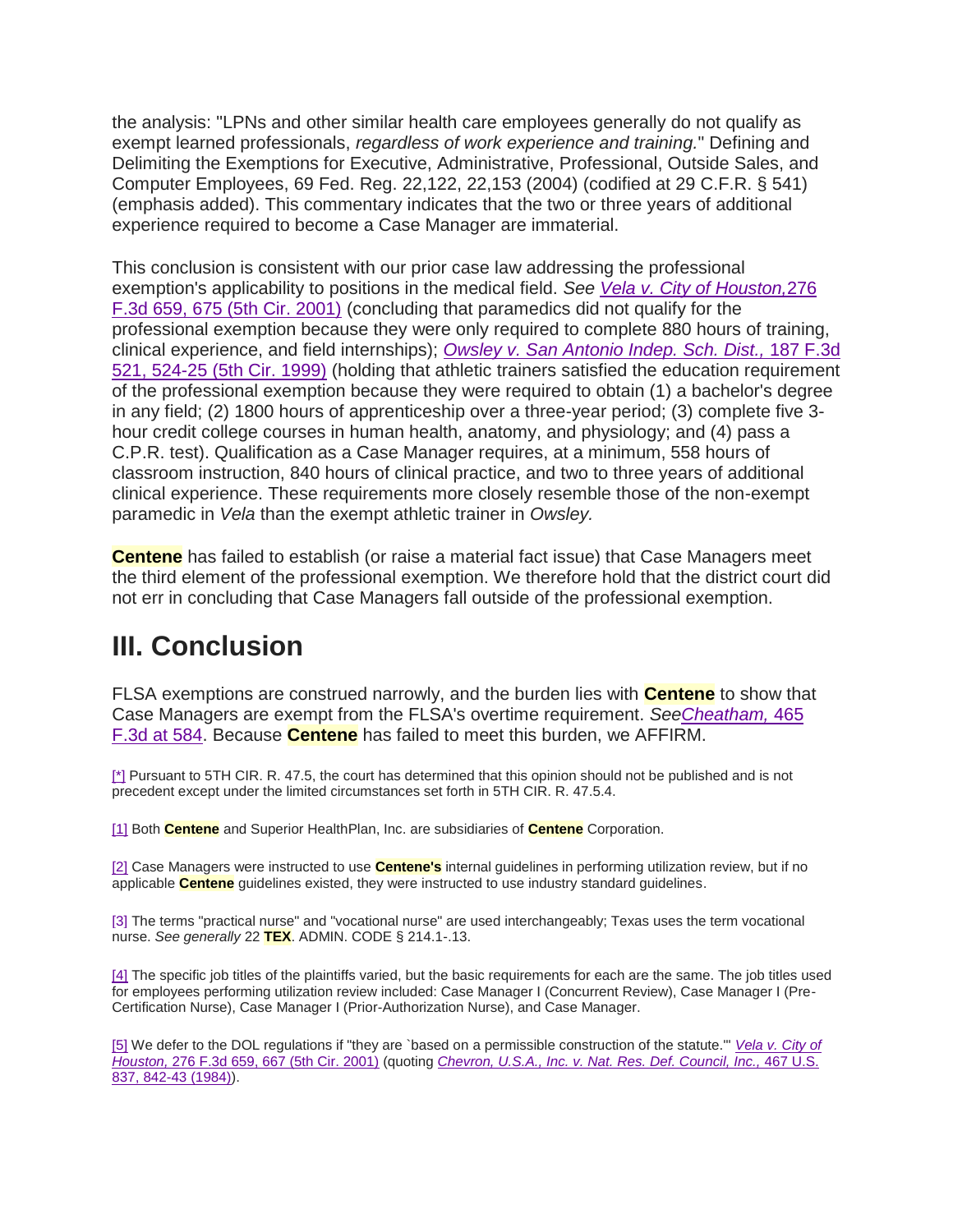the analysis: "LPNs and other similar health care employees generally do not qualify as exempt learned professionals, *regardless of work experience and training.*" Defining and Delimiting the Exemptions for Executive, Administrative, Professional, Outside Sales, and Computer Employees, 69 Fed. Reg. 22,122, 22,153 (2004) (codified at 29 C.F.R. § 541) (emphasis added). This commentary indicates that the two or three years of additional experience required to become a Case Manager are immaterial.

This conclusion is consistent with our prior case law addressing the professional exemption's applicability to positions in the medical field. *See* *Vela v. City of Houston,* 276 F.3d 659, 675 (5th Cir. 2001) (concluding that paramedics did not qualify for the professional exemption because they were only required to complete 880 hours of training, clinical experience, and field internships); *Owsley v. San Antonio Indep. Sch. Dist.,* 187 F.3d 521, 524-25 (5th Cir. 1999) (holding that athletic trainers satisfied the education requirement of the professional exemption because they were required to obtain (1) a bachelor's degree in any field; (2) 1800 hours of apprenticeship over a three-year period; (3) complete five 3-hour credit college courses in human health, anatomy, and physiology; and (4) pass a C.P.R. test). Qualification as a Case Manager requires, at a minimum, 558 hours of classroom instruction, 840 hours of clinical practice, and two to three years of additional clinical experience. These requirements more closely resemble those of the non-exempt paramedic in *Vela* than the exempt athletic trainer in *Owsley.*

**Centene** has failed to establish (or raise a material fact issue) that Case Managers meet the third element of the professional exemption. We therefore hold that the district court did not err in concluding that Case Managers fall outside of the professional exemption.

# III. Conclusion

FLSA exemptions are construed narrowly, and the burden lies with **Centene** to show that Case Managers are exempt from the FLSA's overtime requirement. *See* *Cheatham,* 465 F.3d at 584. Because **Centene** has failed to meet this burden, we AFFIRM.

[*] Pursuant to 5TH CIR. R. 47.5, the court has determined that this opinion should not be published and is not precedent except under the limited circumstances set forth in 5TH CIR. R. 47.5.4.

[1] Both **Centene** and Superior HealthPlan, Inc. are subsidiaries of **Centene** Corporation.

[2] Case Managers were instructed to use **Centene's** internal guidelines in performing utilization review, but if no applicable **Centene** guidelines existed, they were instructed to use industry standard guidelines.

[3] The terms "practical nurse" and "vocational nurse" are used interchangeably; Texas uses the term vocational nurse. *See generally* 22 **TEX**. ADMIN. CODE § 214.1-.13.

[4] The specific job titles of the plaintiffs varied, but the basic requirements for each are the same. The job titles used for employees performing utilization review included: Case Manager I (Concurrent Review), Case Manager I (Pre-Certification Nurse), Case Manager I (Prior-Authorization Nurse), and Case Manager.

[5] We defer to the DOL regulations if "they are `based on a permissible construction of the statute.'" *Vela v. City of Houston,* 276 F.3d 659, 667 (5th Cir. 2001) (quoting *Chevron, U.S.A., Inc. v. Nat. Res. Def. Council, Inc.,* 467 U.S. 837, 842-43 (1984)).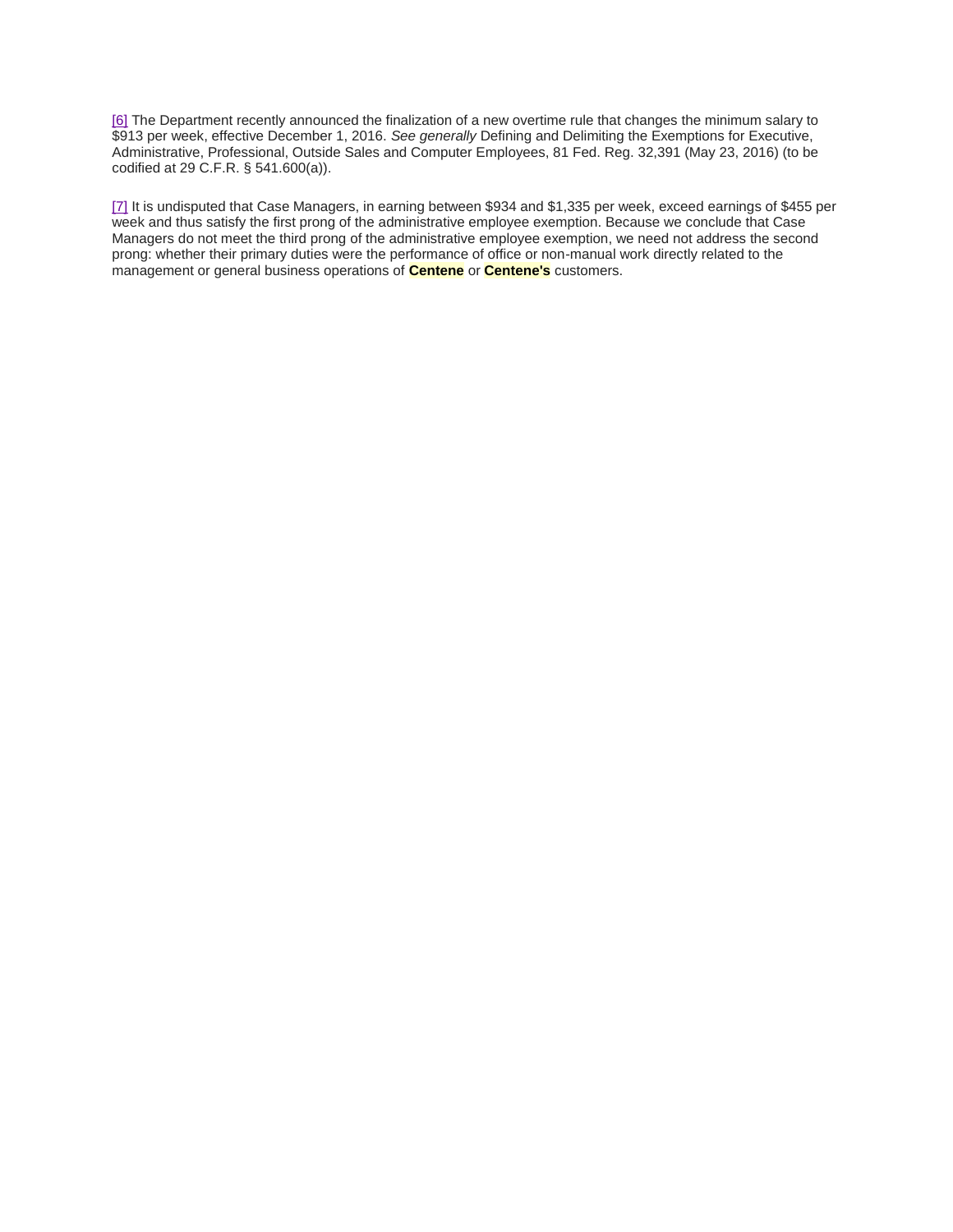[6] The Department recently announced the finalization of a new overtime rule that changes the minimum salary to $913 per week, effective December 1, 2016. *See generally* Defining and Delimiting the Exemptions for Executive, Administrative, Professional, Outside Sales and Computer Employees, 81 Fed. Reg. 32,391 (May 23, 2016) (to be codified at 29 C.F.R. § 541.600(a)).

[7] It is undisputed that Case Managers, in earning between $934 and $1,335 per week, exceed earnings of $455 per week and thus satisfy the first prong of the administrative employee exemption. Because we conclude that Case Managers do not meet the third prong of the administrative employee exemption, we need not address the second prong: whether their primary duties were the performance of office or non-manual work directly related to the management or general business operations of **Centene** or **Centene's** customers.